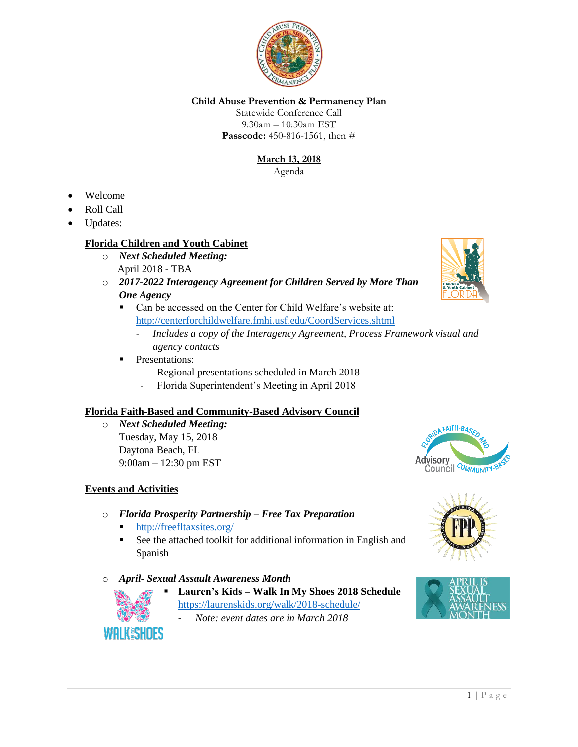**Child Abuse Prevention & Permanency Plan**
Statewide Conference Call
9:30am – 10:30am EST
**Passcode:** 450-816-1561, then #

**March 13, 2018**
Agenda

- Welcome
- Roll Call
- Updates:

## Florida Children and Youth Cabinet

- ***Next Scheduled Meeting:***
  April 2018 - TBA
- ***2017-2022 Interagency Agreement for Children Served by More Than One Agency***
  - Can be accessed on the Center for Child Welfare's website at: http://centerforchildwelfare.fmhi.usf.edu/CoordServices.shtml
    - *Includes a copy of the Interagency Agreement, Process Framework visual and agency contacts*
  - Presentations:
    - Regional presentations scheduled in March 2018
    - Florida Superintendent's Meeting in April 2018

## Florida Faith-Based and Community-Based Advisory Council

- ***Next Scheduled Meeting:***
  Tuesday, May 15, 2018
  Daytona Beach, FL
  9:00am – 12:30 pm EST

## Events and Activities

- ***Florida Prosperity Partnership – Free Tax Preparation***
  - http://freefltaxsites.org/
  - See the attached toolkit for additional information in English and Spanish
- ***April- Sexual Assault Awareness Month***
  - **Lauren's Kids – Walk In My Shoes 2018 Schedule**
    https://laurenskids.org/walk/2018-schedule/
    - *Note: event dates are in March 2018*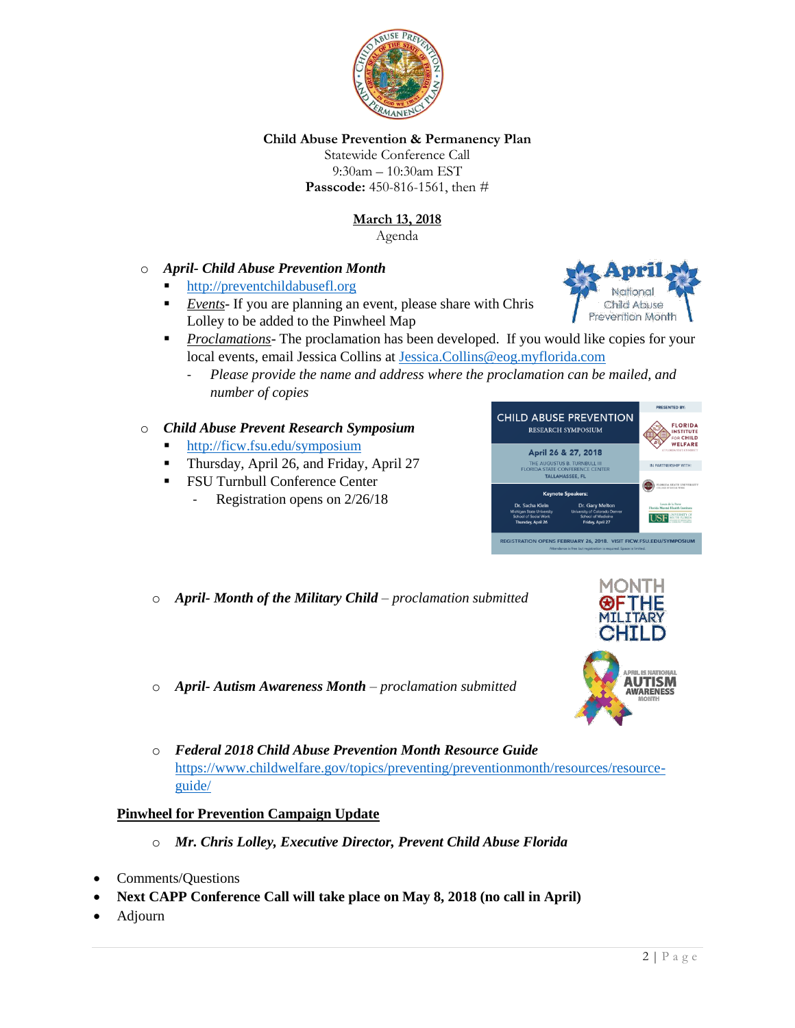**Child Abuse Prevention & Permanency Plan**
Statewide Conference Call
9:30am – 10:30am EST
**Passcode:** 450-816-1561, then #

**March 13, 2018**
Agenda

- ***April- Child Abuse Prevention Month***
  - http://preventchildabusefl.org
  - *Events*- If you are planning an event, please share with Chris Lolley to be added to the Pinwheel Map
  - *Proclamations*- The proclamation has been developed. If you would like copies for your local events, email Jessica Collins at Jessica.Collins@eog.myflorida.com
    - *Please provide the name and address where the proclamation can be mailed, and number of copies*

- ***Child Abuse Prevent Research Symposium***
  - http://ficw.fsu.edu/symposium
  - Thursday, April 26, and Friday, April 27
  - FSU Turnbull Conference Center
    - Registration opens on 2/26/18

- ***April- Month of the Military Child*** – *proclamation submitted*

- ***April- Autism Awareness Month*** – *proclamation submitted*

- ***Federal 2018 Child Abuse Prevention Month Resource Guide***
  https://www.childwelfare.gov/topics/preventing/preventionmonth/resources/resource-guide/

**Pinwheel for Prevention Campaign Update**

- ***Mr. Chris Lolley, Executive Director, Prevent Child Abuse Florida***

- Comments/Questions
- **Next CAPP Conference Call will take place on May 8, 2018 (no call in April)**
- Adjourn